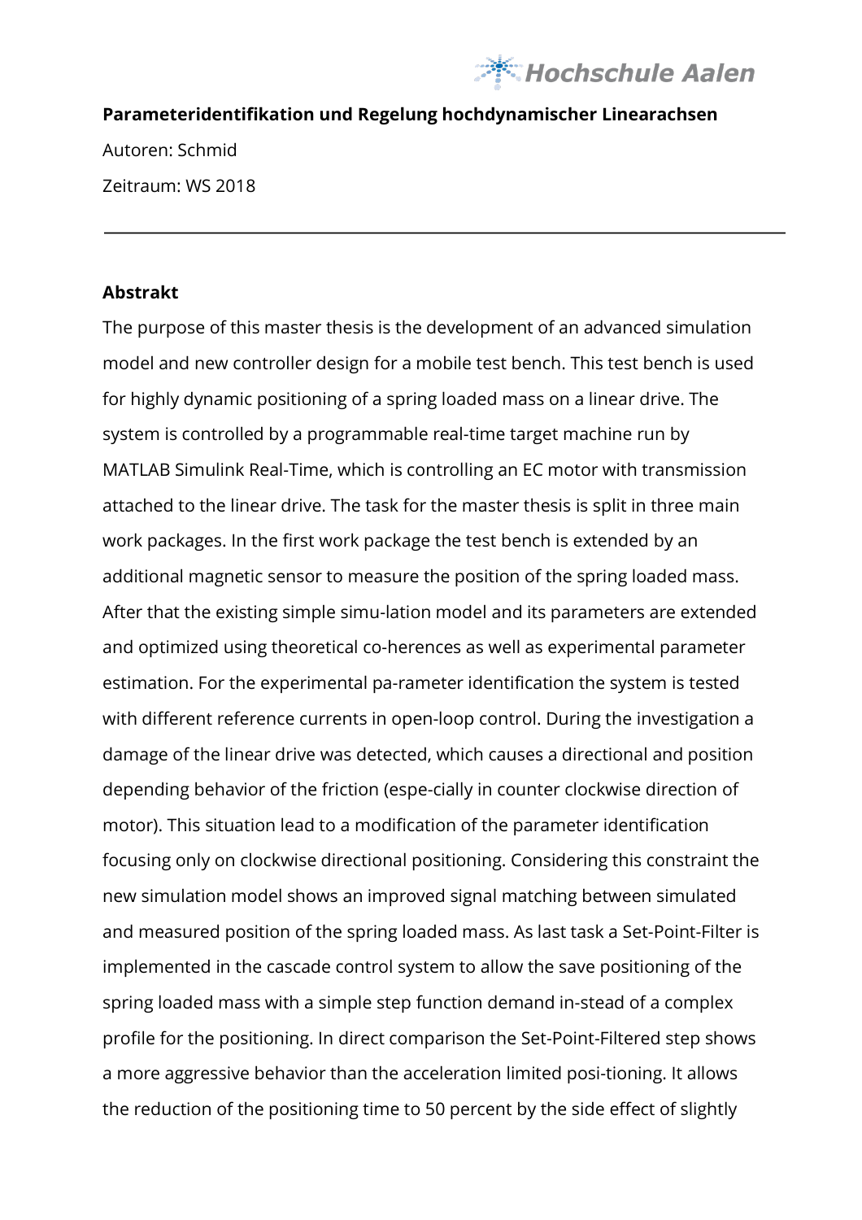**Parameteridentifikation und Regelung hochdynamischer Linearachsen**

Autoren: Schmid

Zeitraum: WS 2018

---

**Abstrakt**

The purpose of this master thesis is the development of an advanced simulation model and new controller design for a mobile test bench. This test bench is used for highly dynamic positioning of a spring loaded mass on a linear drive. The system is controlled by a programmable real-time target machine run by MATLAB Simulink Real-Time, which is controlling an EC motor with transmission attached to the linear drive. The task for the master thesis is split in three main work packages. In the first work package the test bench is extended by an additional magnetic sensor to measure the position of the spring loaded mass. After that the existing simple simu-lation model and its parameters are extended and optimized using theoretical co-herences as well as experimental parameter estimation. For the experimental pa-rameter identification the system is tested with different reference currents in open-loop control. During the investigation a damage of the linear drive was detected, which causes a directional and position depending behavior of the friction (espe-cially in counter clockwise direction of motor). This situation lead to a modification of the parameter identification focusing only on clockwise directional positioning. Considering this constraint the new simulation model shows an improved signal matching between simulated and measured position of the spring loaded mass. As last task a Set-Point-Filter is implemented in the cascade control system to allow the save positioning of the spring loaded mass with a simple step function demand in-stead of a complex profile for the positioning. In direct comparison the Set-Point-Filtered step shows a more aggressive behavior than the acceleration limited posi-tioning. It allows the reduction of the positioning time to 50 percent by the side effect of slightly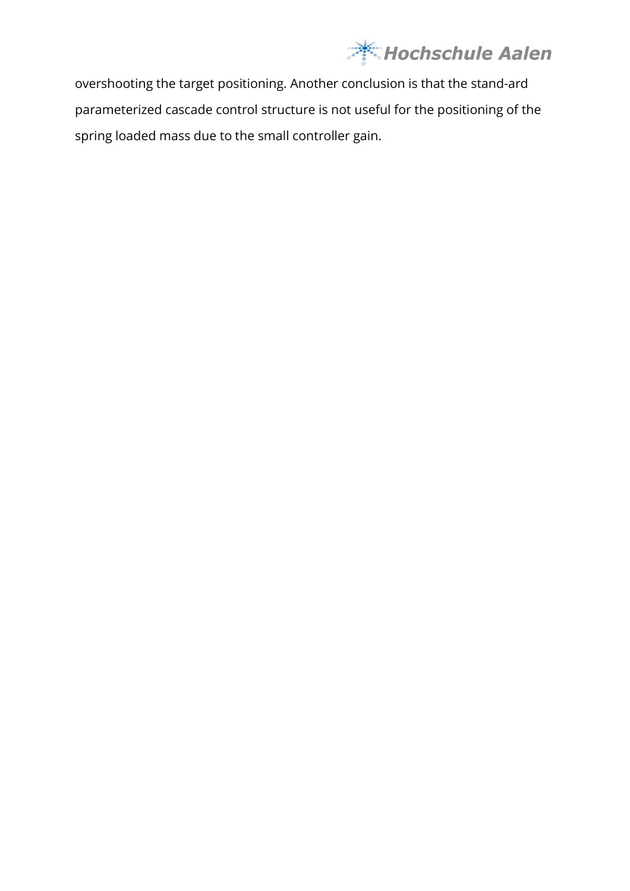overshooting the target positioning. Another conclusion is that the stand-ard parameterized cascade control structure is not useful for the positioning of the spring loaded mass due to the small controller gain.